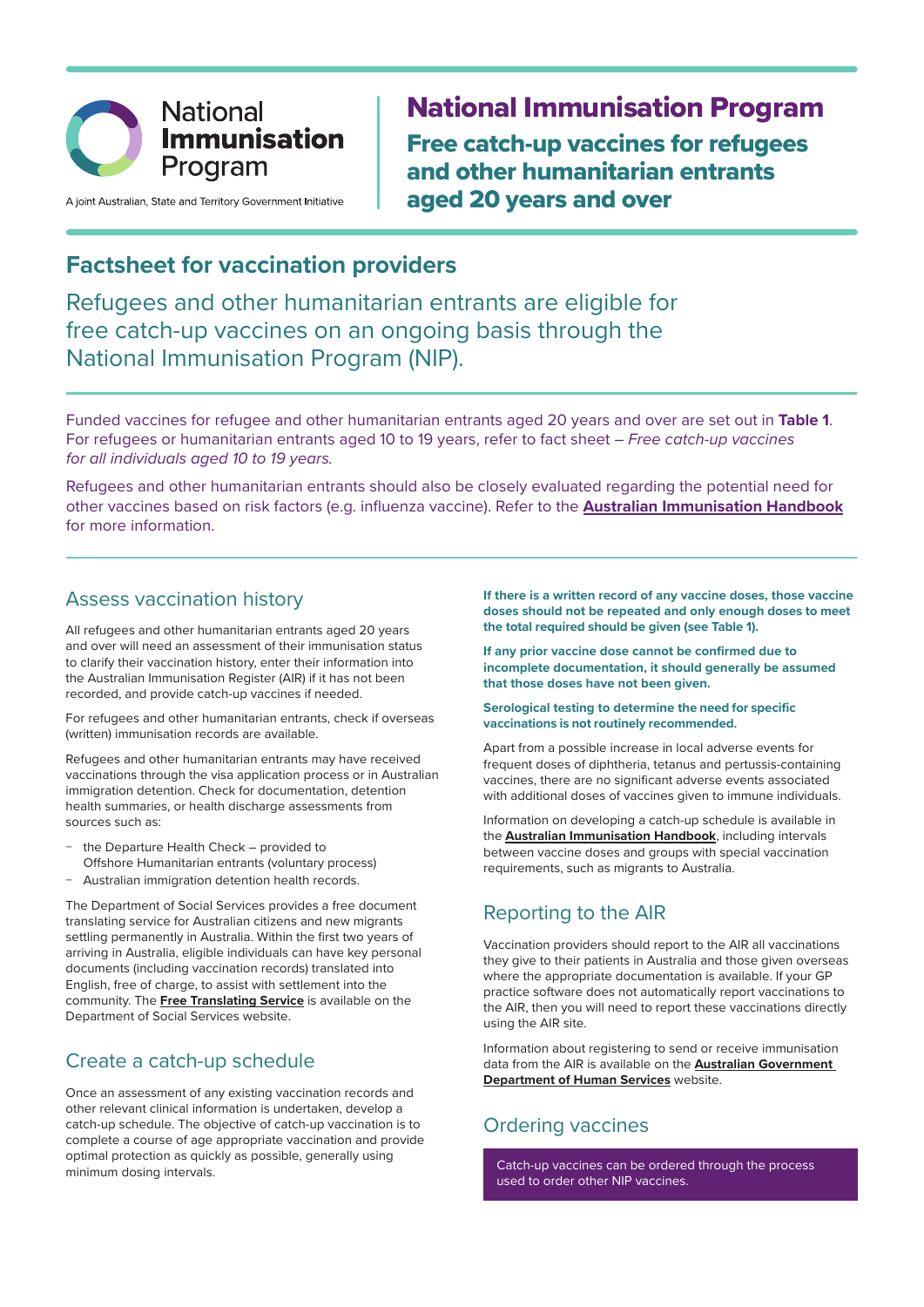National **Immunisation** Program

A joint Australian, State and Territory Government Initiative

# National Immunisation Program

## Free catch-up vaccines for refugees and other humanitarian entrants aged 20 years and over

## Factsheet for vaccination providers

Refugees and other humanitarian entrants are eligible for free catch-up vaccines on an ongoing basis through the National Immunisation Program (NIP).

Funded vaccines for refugee and other humanitarian entrants aged 20 years and over are set out in **Table 1**. For refugees or humanitarian entrants aged 10 to 19 years, refer to fact sheet – *Free catch-up vaccines for all individuals aged 10 to 19 years.*

Refugees and other humanitarian entrants should also be closely evaluated regarding the potential need for other vaccines based on risk factors (e.g. influenza vaccine). Refer to the **Australian Immunisation Handbook** for more information.

### Assess vaccination history

All refugees and other humanitarian entrants aged 20 years and over will need an assessment of their immunisation status to clarify their vaccination history, enter their information into the Australian Immunisation Register (AIR) if it has not been recorded, and provide catch-up vaccines if needed.

For refugees and other humanitarian entrants, check if overseas (written) immunisation records are available.

Refugees and other humanitarian entrants may have received vaccinations through the visa application process or in Australian immigration detention. Check for documentation, detention health summaries, or health discharge assessments from sources such as:

- the Departure Health Check – provided to Offshore Humanitarian entrants (voluntary process)
- Australian immigration detention health records.

The Department of Social Services provides a free document translating service for Australian citizens and new migrants settling permanently in Australia. Within the first two years of arriving in Australia, eligible individuals can have key personal documents (including vaccination records) translated into English, free of charge, to assist with settlement into the community. The **Free Translating Service** is available on the Department of Social Services website.

### Create a catch-up schedule

Once an assessment of any existing vaccination records and other relevant clinical information is undertaken, develop a catch-up schedule. The objective of catch-up vaccination is to complete a course of age appropriate vaccination and provide optimal protection as quickly as possible, generally using minimum dosing intervals.

**If there is a written record of any vaccine doses, those vaccine doses should not be repeated and only enough doses to meet the total required should be given (see Table 1).**

**If any prior vaccine dose cannot be confirmed due to incomplete documentation, it should generally be assumed that those doses have not been given.**

**Serological testing to determine the need for specific vaccinations is not routinely recommended.**

Apart from a possible increase in local adverse events for frequent doses of diphtheria, tetanus and pertussis-containing vaccines, there are no significant adverse events associated with additional doses of vaccines given to immune individuals.

Information on developing a catch-up schedule is available in the **Australian Immunisation Handbook**, including intervals between vaccine doses and groups with special vaccination requirements, such as migrants to Australia.

### Reporting to the AIR

Vaccination providers should report to the AIR all vaccinations they give to their patients in Australia and those given overseas where the appropriate documentation is available. If your GP practice software does not automatically report vaccinations to the AIR, then you will need to report these vaccinations directly using the AIR site.

Information about registering to send or receive immunisation data from the AIR is available on the **Australian Government Department of Human Services** website.

### Ordering vaccines

Catch-up vaccines can be ordered through the process used to order other NIP vaccines.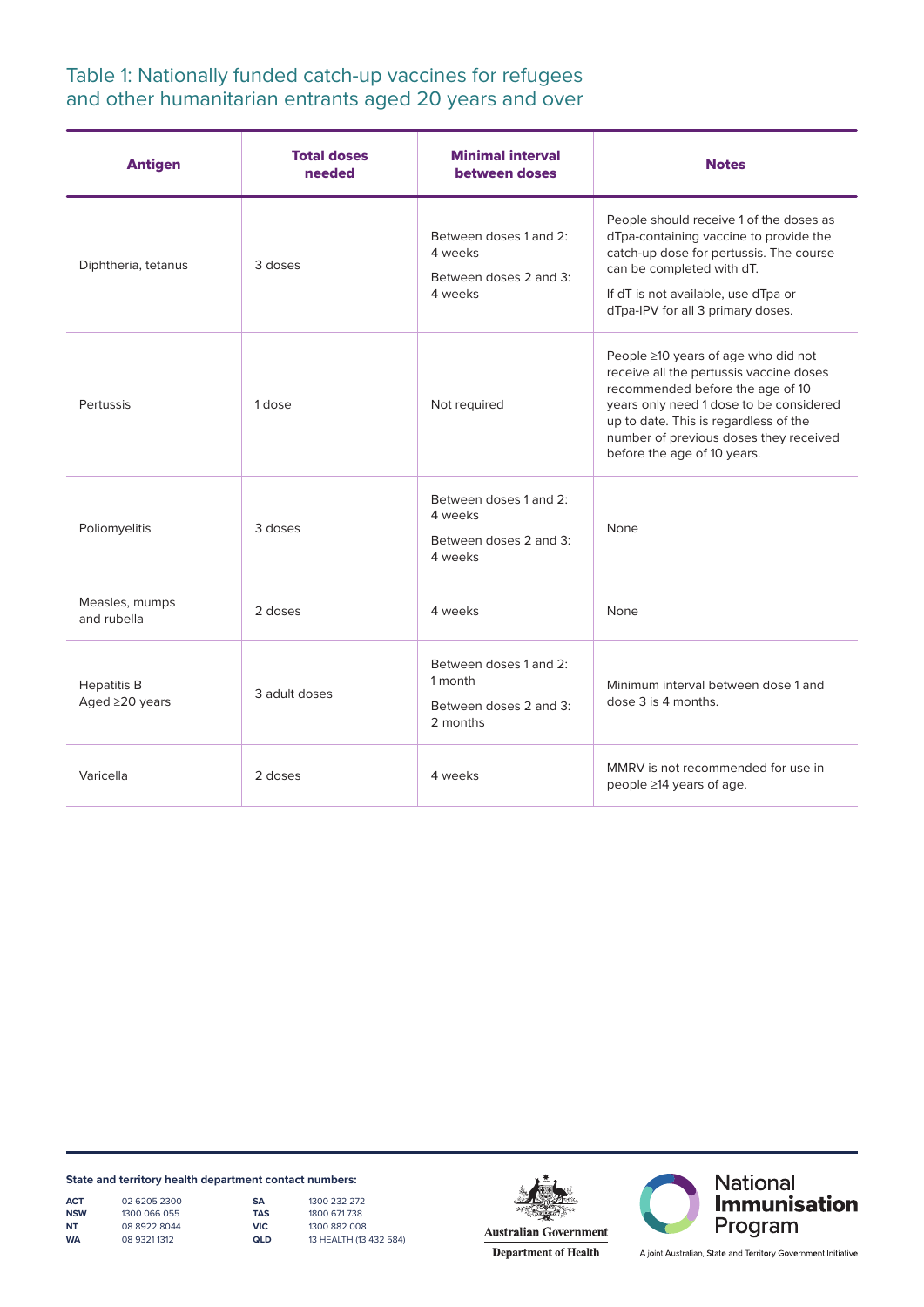## Table 1: Nationally funded catch-up vaccines for refugees and other humanitarian entrants aged 20 years and over

| Antigen | Total doses needed | Minimal interval between doses | Notes |
|---|---|---|---|
| Diphtheria, tetanus | 3 doses | Between doses 1 and 2: 4 weeks<br>Between doses 2 and 3: 4 weeks | People should receive 1 of the doses as dTpa-containing vaccine to provide the catch-up dose for pertussis. The course can be completed with dT.<br>If dT is not available, use dTpa or dTpa-IPV for all 3 primary doses. |
| Pertussis | 1 dose | Not required | People ≥10 years of age who did not receive all the pertussis vaccine doses recommended before the age of 10 years only need 1 dose to be considered up to date. This is regardless of the number of previous doses they received before the age of 10 years. |
| Poliomyelitis | 3 doses | Between doses 1 and 2: 4 weeks<br>Between doses 2 and 3: 4 weeks | None |
| Measles, mumps and rubella | 2 doses | 4 weeks | None |
| Hepatitis B Aged ≥20 years | 3 adult doses | Between doses 1 and 2: 1 month<br>Between doses 2 and 3: 2 months | Minimum interval between dose 1 and dose 3 is 4 months. |
| Varicella | 2 doses | 4 weeks | MMRV is not recommended for use in people ≥14 years of age. |

**State and territory health department contact numbers:**

| | | | |
|---|---|---|---|
| **ACT** | 02 6205 2300 | **SA** | 1300 232 272 |
| **NSW** | 1300 066 055 | **TAS** | 1800 671 738 |
| **NT** | 08 8922 8044 | **VIC** | 1300 882 008 |
| **WA** | 08 9321 1312 | **QLD** | 13 HEALTH (13 432 584) |

Australian Government
Department of Health

National Immunisation Program
A joint Australian, State and Territory Government Initiative